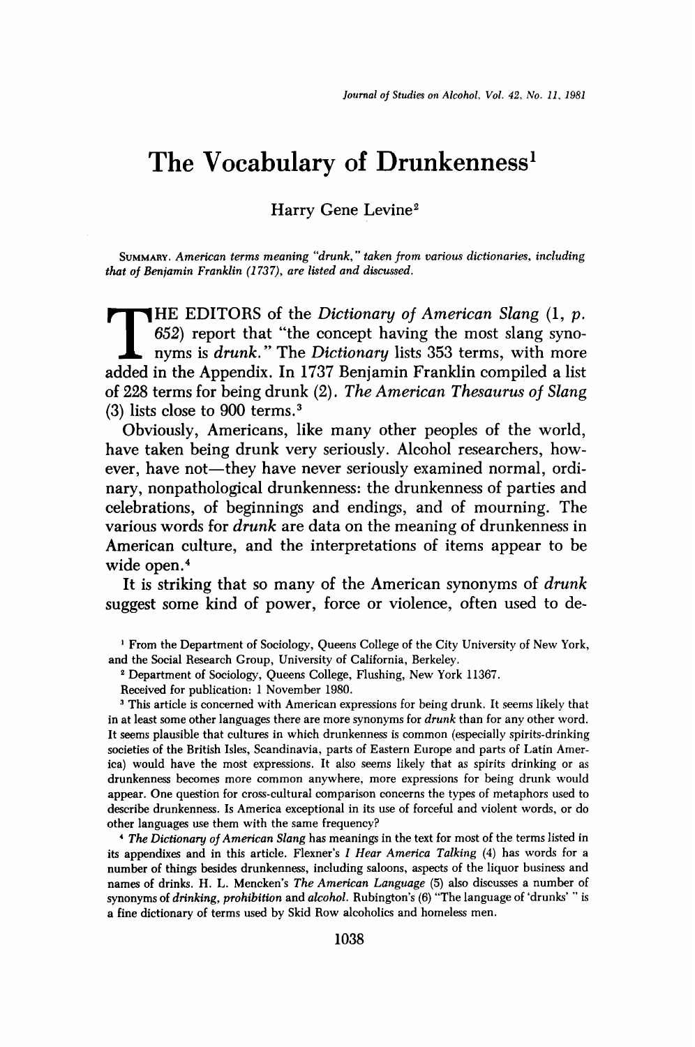# The Vocabulary of Drunkenness[1]

Harry Gene Levine[2]

SUMMARY. *American terms meaning "drunk," taken from various dictionaries, including that of Benjamin Franklin (1737), are listed and discussed.*

THE EDITORS of the *Dictionary of American Slang* (1, p. 652) report that "the concept having the most slang synonyms is *drunk*." The *Dictionary* lists 353 terms, with more added in the Appendix. In 1737 Benjamin Franklin compiled a list of 228 terms for being drunk (2). *The American Thesaurus of Slang* (3) lists close to 900 terms.[3]

Obviously, Americans, like many other peoples of the world, have taken being drunk very seriously. Alcohol researchers, however, have not—they have never seriously examined normal, ordinary, nonpathological drunkenness: the drunkenness of parties and celebrations, of beginnings and endings, and of mourning. The various words for *drunk* are data on the meaning of drunkenness in American culture, and the interpretations of items appear to be wide open.[4]

It is striking that so many of the American synonyms of *drunk* suggest some kind of power, force or violence, often used to de-

---

[1] From the Department of Sociology, Queens College of the City University of New York, and the Social Research Group, University of California, Berkeley.

[2] Department of Sociology, Queens College, Flushing, New York 11367.

Received for publication: 1 November 1980.

[3] This article is concerned with American expressions for being drunk. It seems likely that in at least some other languages there are more synonyms for *drunk* than for any other word. It seems plausible that cultures in which drunkenness is common (especially spirits-drinking societies of the British Isles, Scandinavia, parts of Eastern Europe and parts of Latin America) would have the most expressions. It also seems likely that as spirits drinking or as drunkenness becomes more common anywhere, more expressions for being drunk would appear. One question for cross-cultural comparison concerns the types of metaphors used to describe drunkenness. Is America exceptional in its use of forceful and violent words, or do other languages use them with the same frequency?

[4] *The Dictionary of American Slang* has meanings in the text for most of the terms listed in its appendixes and in this article. Flexner's *I Hear America Talking* (4) has words for a number of things besides drunkenness, including saloons, aspects of the liquor business and names of drinks. H. L. Mencken's *The American Language* (5) also discusses a number of synonyms of *drinking, prohibition* and *alcohol*. Rubington's (6) "The language of 'drunks' " is a fine dictionary of terms used by Skid Row alcoholics and homeless men.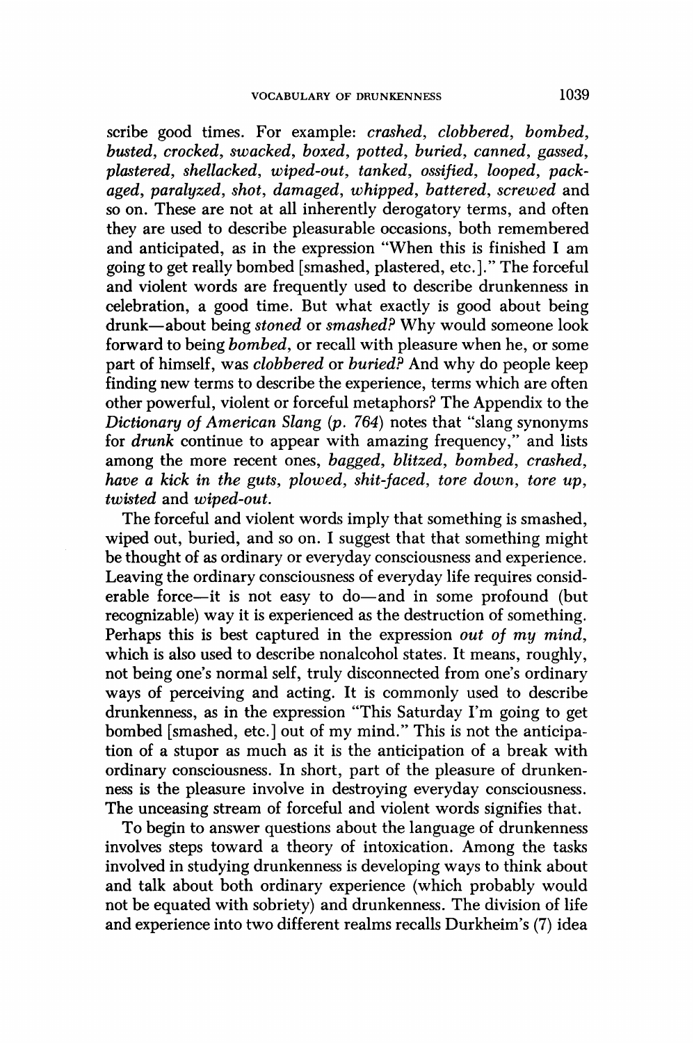scribe good times. For example: *crashed, clobbered, bombed, busted, crocked, swacked, boxed, potted, buried, canned, gassed, plastered, shellacked, wiped-out, tanked, ossified, looped, packaged, paralyzed, shot, damaged, whipped, battered, screwed* and so on. These are not at all inherently derogatory terms, and often they are used to describe pleasurable occasions, both remembered and anticipated, as in the expression "When this is finished I am going to get really bombed [smashed, plastered, etc.]." The forceful and violent words are frequently used to describe drunkenness in celebration, a good time. But what exactly is good about being drunk—about being *stoned* or *smashed?* Why would someone look forward to being *bombed,* or recall with pleasure when he, or some part of himself, was *clobbered* or *buried?* And why do people keep finding new terms to describe the experience, terms which are often other powerful, violent or forceful metaphors? The Appendix to the *Dictionary of American Slang* (p. 764) notes that "slang synonyms for *drunk* continue to appear with amazing frequency," and lists among the more recent ones, *bagged, blitzed, bombed, crashed, have a kick in the guts, plowed, shit-faced, tore down, tore up, twisted* and *wiped-out.*

The forceful and violent words imply that something is smashed, wiped out, buried, and so on. I suggest that that something might be thought of as ordinary or everyday consciousness and experience. Leaving the ordinary consciousness of everyday life requires considerable force—it is not easy to do—and in some profound (but recognizable) way it is experienced as the destruction of something. Perhaps this is best captured in the expression *out of my mind,* which is also used to describe nonalcohol states. It means, roughly, not being one's normal self, truly disconnected from one's ordinary ways of perceiving and acting. It is commonly used to describe drunkenness, as in the expression "This Saturday I'm going to get bombed [smashed, etc.] out of my mind." This is not the anticipation of a stupor as much as it is the anticipation of a break with ordinary consciousness. In short, part of the pleasure of drunkenness is the pleasure involve in destroying everyday consciousness. The unceasing stream of forceful and violent words signifies that.

To begin to answer questions about the language of drunkenness involves steps toward a theory of intoxication. Among the tasks involved in studying drunkenness is developing ways to think about and talk about both ordinary experience (which probably would not be equated with sobriety) and drunkenness. The division of life and experience into two different realms recalls Durkheim's (7) idea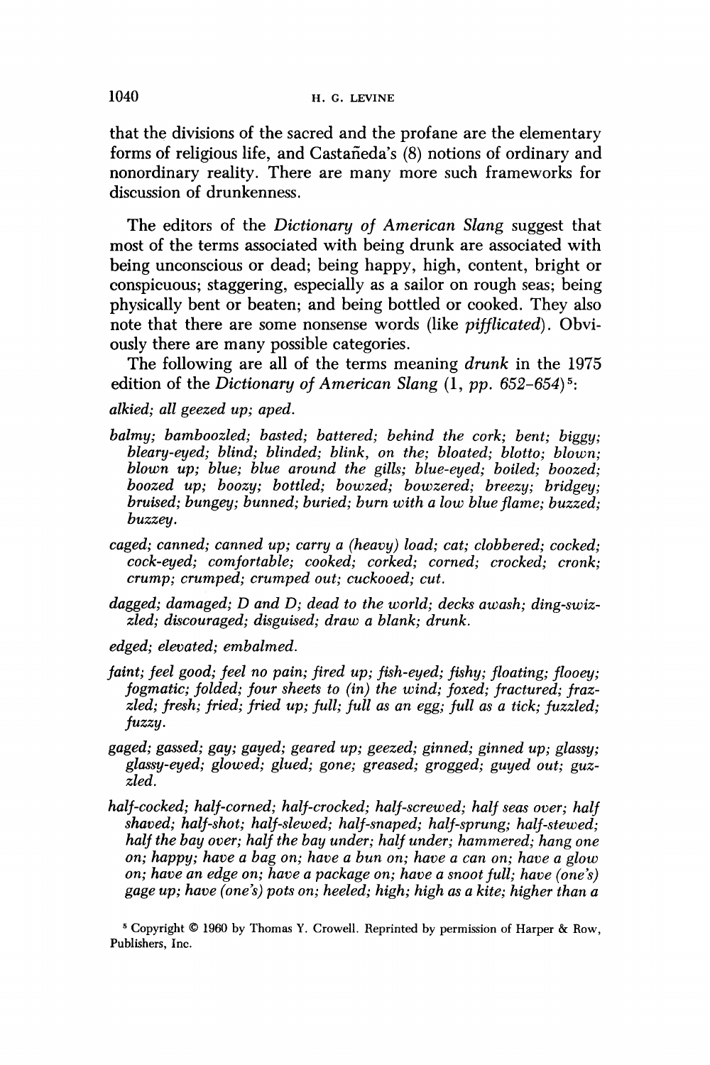that the divisions of the sacred and the profane are the elementary forms of religious life, and Castañeda's (8) notions of ordinary and nonordinary reality. There are many more such frameworks for discussion of drunkenness.

The editors of the *Dictionary of American Slang* suggest that most of the terms associated with being drunk are associated with being unconscious or dead; being happy, high, content, bright or conspicuous; staggering, especially as a sailor on rough seas; being physically bent or beaten; and being bottled or cooked. They also note that there are some nonsense words (like *pifflicated*). Obviously there are many possible categories.

The following are all of the terms meaning *drunk* in the 1975 edition of the *Dictionary of American Slang* (1, *pp.* 652–654)[5]:

*alkied; all geezed up; aped.*

*balmy; bamboozled; basted; battered; behind the cork; bent; biggy; bleary-eyed; blind; blinded; blink, on the; bloated; blotto; blown; blown up; blue; blue around the gills; blue-eyed; boiled; boozed; boozed up; boozy; bottled; bowzed; bowzered; breezy; bridgey; bruised; bungey; bunned; buried; burn with a low blue flame; buzzed; buzzey.*

*caged; canned; canned up; carry a (heavy) load; cat; clobbered; cocked; cock-eyed; comfortable; cooked; corked; corned; crocked; cronk; crump; crumped; crumped out; cuckooed; cut.*

*dagged; damaged; D and D; dead to the world; decks awash; ding-swizzled; discouraged; disguised; draw a blank; drunk.*

*edged; elevated; embalmed.*

*faint; feel good; feel no pain; fired up; fish-eyed; fishy; floating; flooey; fogmatic; folded; four sheets to (in) the wind; foxed; fractured; frazzled; fresh; fried; fried up; full; full as an egg; full as a tick; fuzzled; fuzzy.*

*gaged; gassed; gay; gayed; geared up; geezed; ginned; ginned up; glassy; glassy-eyed; glowed; glued; gone; greased; grogged; guyed out; guzzled.*

*half-cocked; half-corned; half-crocked; half-screwed; half seas over; half shaved; half-shot; half-slewed; half-snaped; half-sprung; half-stewed; half the bay over; half the bay under; half under; hammered; hang one on; happy; have a bag on; have a bun on; have a can on; have a glow on; have an edge on; have a package on; have a snoot full; have (one's) gage up; have (one's) pots on; heeled; high; high as a kite; higher than a*

[5] Copyright © 1960 by Thomas Y. Crowell. Reprinted by permission of Harper & Row, Publishers, Inc.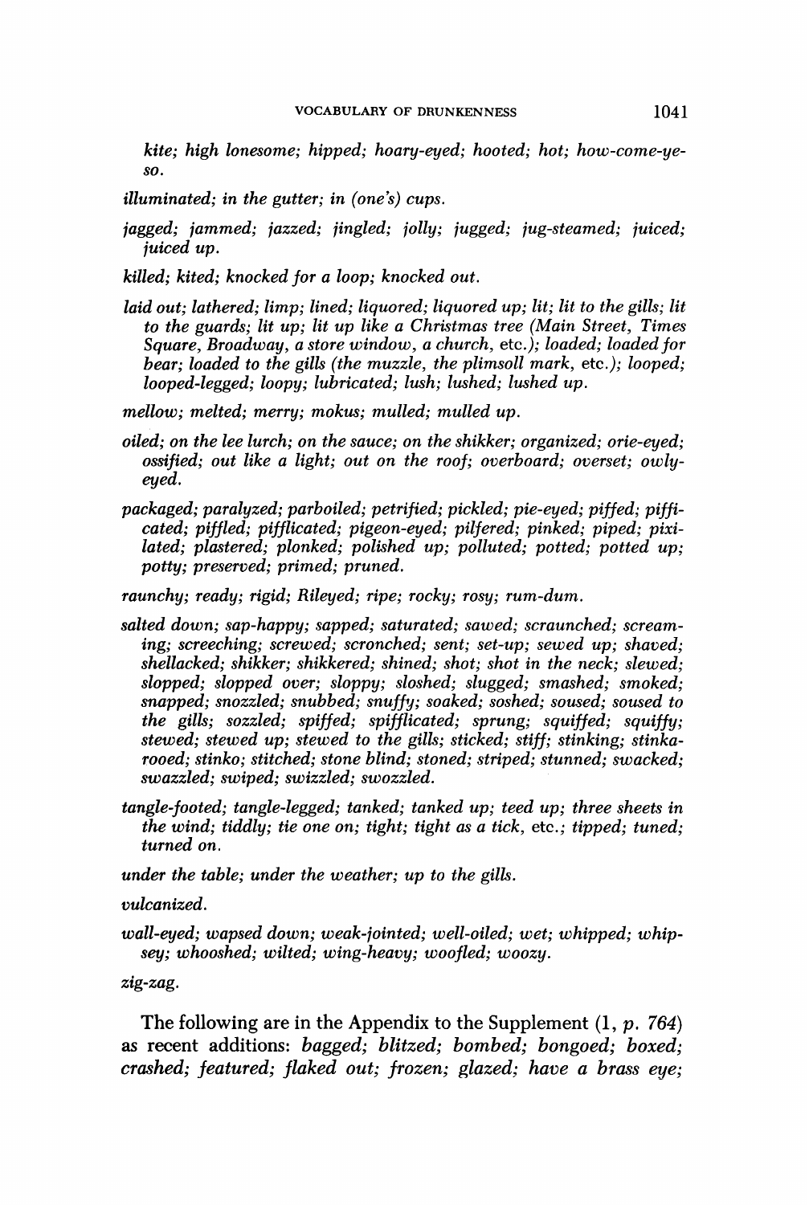*kite; high lonesome; hipped; hoary-eyed; hooted; hot; how-come-ye-so.*

*illuminated; in the gutter; in (one's) cups.*

*jagged; jammed; jazzed; jingled; jolly; jugged; jug-steamed; juiced; juiced up.*

*killed; kited; knocked for a loop; knocked out.*

*laid out; lathered; limp; lined; liquored; liquored up; lit; lit to the gills; lit to the guards; lit up; lit up like a Christmas tree (Main Street, Times Square, Broadway, a store window, a church,* etc.*); loaded; loaded for bear; loaded to the gills (the muzzle, the plimsoll mark,* etc.*); looped; looped-legged; loopy; lubricated; lush; lushed; lushed up.*

*mellow; melted; merry; mokus; mulled; mulled up.*

*oiled; on the lee lurch; on the sauce; on the shikker; organized; orie-eyed; ossified; out like a light; out on the roof; overboard; overset; owly-eyed.*

*packaged; paralyzed; parboiled; petrified; pickled; pie-eyed; piffed; piffi-cated; piffled; pifflicated; pigeon-eyed; pilfered; pinked; piped; pixi-lated; plastered; plonked; polished up; polluted; potted; potted up; potty; preserved; primed; pruned.*

*raunchy; ready; rigid; Rileyed; ripe; rocky; rosy; rum-dum.*

*salted down; sap-happy; sapped; saturated; sawed; scraunched; scream-ing; screeching; screwed; scronched; sent; set-up; sewed up; shaved; shellacked; shikker; shikkered; shined; shot; shot in the neck; slewed; slopped; slopped over; sloppy; sloshed; slugged; smashed; smoked; snapped; snozzled; snubbed; snuffy; soaked; soshed; soused; soused to the gills; sozzled; spiffed; spifflicated; sprung; squiffed; squiffy; stewed; stewed up; stewed to the gills; sticked; stiff; stinking; stinka-rooed; stinko; stitched; stone blind; stoned; striped; stunned; swacked; swazzled; swiped; swizzled; swozzled.*

*tangle-footed; tangle-legged; tanked; tanked up; teed up; three sheets in the wind; tiddly; tie one on; tight; tight as a tick,* etc.*; tipped; tuned; turned on.*

*under the table; under the weather; up to the gills.*

*vulcanized.*

*wall-eyed; wapsed down; weak-jointed; well-oiled; wet; whipped; whip-sey; whooshed; wilted; wing-heavy; woofled; woozy.*

*zig-zag.*

The following are in the Appendix to the Supplement (*1, p. 764*) as recent additions: *bagged; blitzed; bombed; bongoed; boxed; crashed; featured; flaked out; frozen; glazed; have a brass eye;*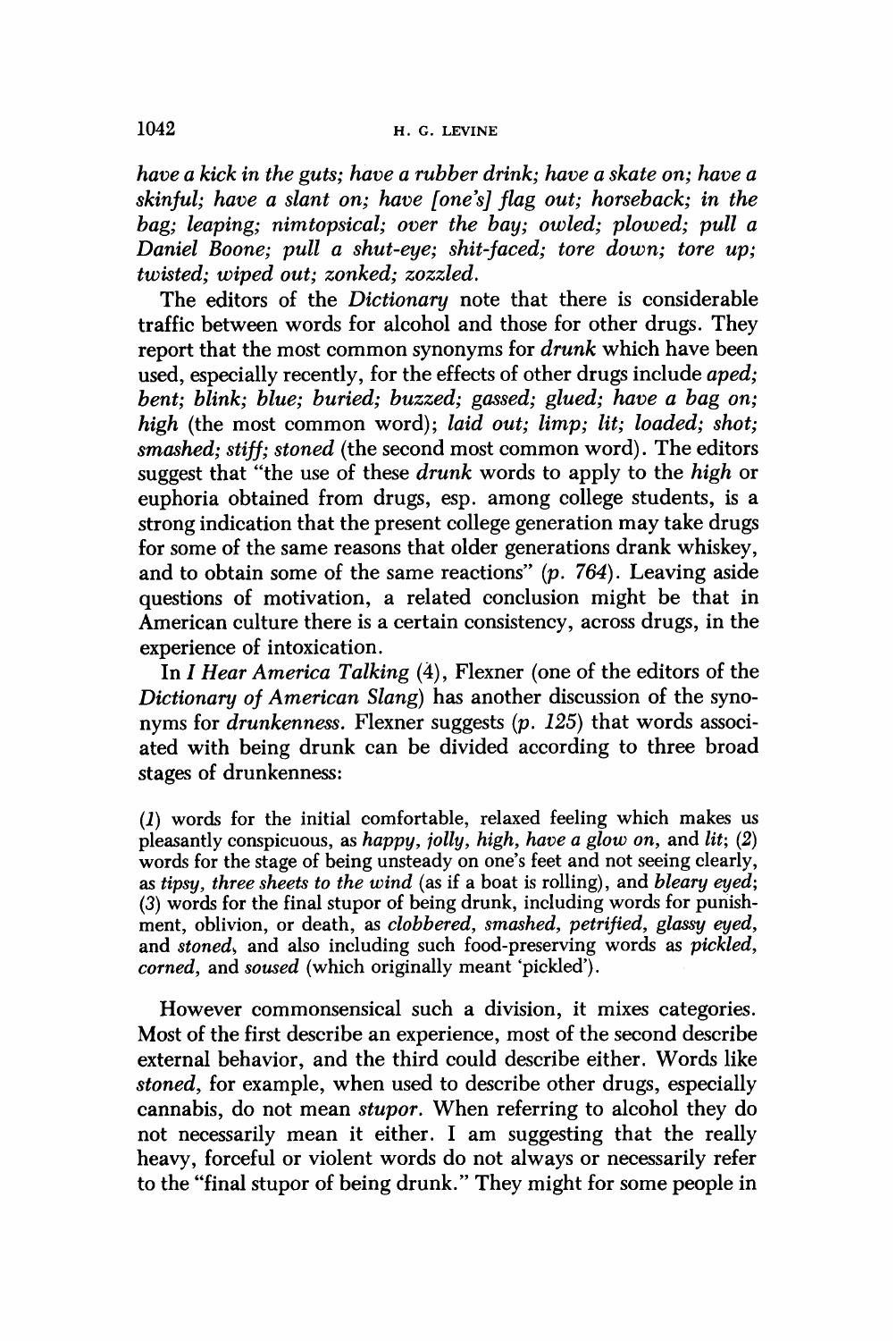*have a kick in the guts; have a rubber drink; have a skate on; have a skinful; have a slant on; have [one's] flag out; horseback; in the bag; leaping; nimtopsical; over the bay; owled; plowed; pull a Daniel Boone; pull a shut-eye; shit-faced; tore down; tore up; twisted; wiped out; zonked; zozzled.*

The editors of the *Dictionary* note that there is considerable traffic between words for alcohol and those for other drugs. They report that the most common synonyms for *drunk* which have been used, especially recently, for the effects of other drugs include *aped; bent; blink; blue; buried; buzzed; gassed; glued; have a bag on; high* (the most common word); *laid out; limp; lit; loaded; shot; smashed; stiff; stoned* (the second most common word). The editors suggest that "the use of these *drunk* words to apply to the *high* or euphoria obtained from drugs, esp. among college students, is a strong indication that the present college generation may take drugs for some of the same reasons that older generations drank whiskey, and to obtain some of the same reactions" (*p. 764*). Leaving aside questions of motivation, a related conclusion might be that in American culture there is a certain consistency, across drugs, in the experience of intoxication.

In *I Hear America Talking* (4), Flexner (one of the editors of the *Dictionary of American Slang*) has another discussion of the synonyms for *drunkenness*. Flexner suggests (*p. 125*) that words associated with being drunk can be divided according to three broad stages of drunkenness:

> (*1*) words for the initial comfortable, relaxed feeling which makes us pleasantly conspicuous, as *happy, jolly, high, have a glow on,* and *lit*; (*2*) words for the stage of being unsteady on one's feet and not seeing clearly, as *tipsy, three sheets to the wind* (as if a boat is rolling), and *bleary eyed*; (*3*) words for the final stupor of being drunk, including words for punishment, oblivion, or death, as *clobbered, smashed, petrified, glassy eyed,* and *stoned*, and also including such food-preserving words as *pickled, corned,* and *soused* (which originally meant 'pickled').

However commonsensical such a division, it mixes categories. Most of the first describe an experience, most of the second describe external behavior, and the third could describe either. Words like *stoned*, for example, when used to describe other drugs, especially cannabis, do not mean *stupor*. When referring to alcohol they do not necessarily mean it either. I am suggesting that the really heavy, forceful or violent words do not always or necessarily refer to the "final stupor of being drunk." They might for some people in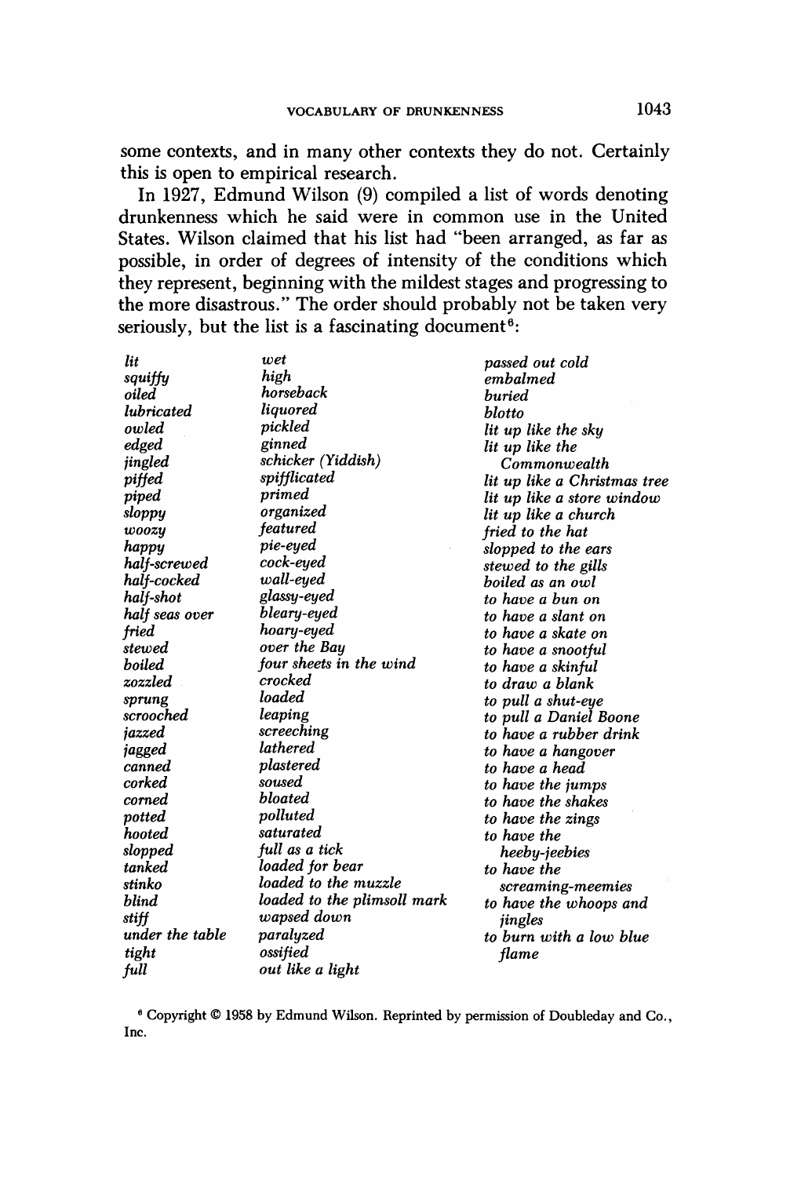some contexts, and in many other contexts they do not. Certainly this is open to empirical research.

In 1927, Edmund Wilson (9) compiled a list of words denoting drunkenness which he said were in common use in the United States. Wilson claimed that his list had "been arranged, as far as possible, in order of degrees of intensity of the conditions which they represent, beginning with the mildest stages and progressing to the more disastrous." The order should probably not be taken very seriously, but the list is a fascinating document[6]:

*lit*
*squiffy*
*oiled*
*lubricated*
*owled*
*edged*
*jingled*
*piffed*
*piped*
*sloppy*
*woozy*
*happy*
*half-screwed*
*half-cocked*
*half-shot*
*half seas over*
*fried*
*stewed*
*boiled*
*zozzled*
*sprung*
*scrooched*
*jazzed*
*jagged*
*canned*
*corked*
*corned*
*potted*
*hooted*
*slopped*
*tanked*
*stinko*
*blind*
*stiff*
*under the table*
*tight*
*full*
*wet*
*high*
*horseback*
*liquored*
*pickled*
*ginned*
*schicker (Yiddish)*
*spifflicated*
*primed*
*organized*
*featured*
*pie-eyed*
*cock-eyed*
*wall-eyed*
*glassy-eyed*
*bleary-eyed*
*hoary-eyed*
*over the Bay*
*four sheets in the wind*
*crocked*
*loaded*
*leaping*
*screeching*
*lathered*
*plastered*
*soused*
*bloated*
*polluted*
*saturated*
*full as a tick*
*loaded for bear*
*loaded to the muzzle*
*loaded to the plimsoll mark*
*wapsed down*
*paralyzed*
*ossified*
*out like a light*
*passed out cold*
*embalmed*
*buried*
*blotto*
*lit up like the sky*
*lit up like the Commonwealth*
*lit up like a Christmas tree*
*lit up like a store window*
*lit up like a church*
*fried to the hat*
*slopped to the ears*
*stewed to the gills*
*boiled as an owl*
*to have a bun on*
*to have a slant on*
*to have a skate on*
*to have a snootful*
*to have a skinful*
*to draw a blank*
*to pull a shut-eye*
*to pull a Daniel Boone*
*to have a rubber drink*
*to have a hangover*
*to have a head*
*to have the jumps*
*to have the shakes*
*to have the zings*
*to have the heeby-jeebies*
*to have the screaming-meemies*
*to have the whoops and jingles*
*to burn with a low blue flame*

[6] Copyright © 1958 by Edmund Wilson. Reprinted by permission of Doubleday and Co., Inc.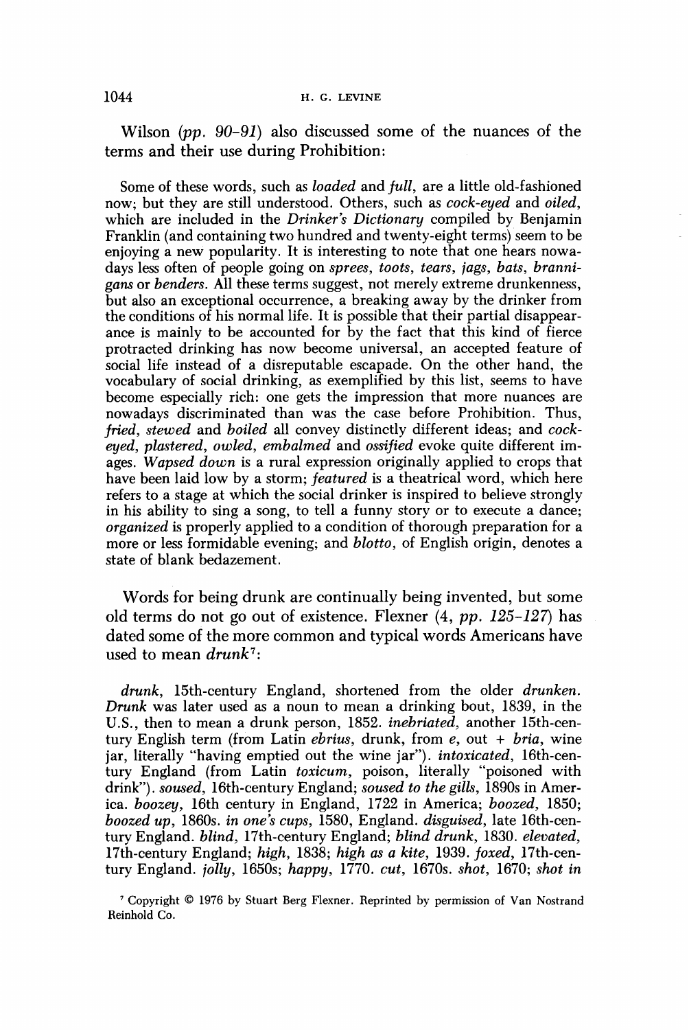Wilson (*pp. 90–91*) also discussed some of the nuances of the terms and their use during Prohibition:

> Some of these words, such as *loaded* and *full*, are a little old-fashioned now; but they are still understood. Others, such as *cock-eyed* and *oiled*, which are included in the *Drinker's Dictionary* compiled by Benjamin Franklin (and containing two hundred and twenty-eight terms) seem to be enjoying a new popularity. It is interesting to note that one hears nowadays less often of people going on *sprees*, *toots*, *tears*, *jags*, *bats*, *brannigans* or *benders*. All these terms suggest, not merely extreme drunkenness, but also an exceptional occurrence, a breaking away by the drinker from the conditions of his normal life. It is possible that their partial disappearance is mainly to be accounted for by the fact that this kind of fierce protracted drinking has now become universal, an accepted feature of social life instead of a disreputable escapade. On the other hand, the vocabulary of social drinking, as exemplified by this list, seems to have become especially rich: one gets the impression that more nuances are nowadays discriminated than was the case before Prohibition. Thus, *fried*, *stewed* and *boiled* all convey distinctly different ideas; and *cock-eyed*, *plastered*, *owled*, *embalmed* and *ossified* evoke quite different images. *Wapsed down* is a rural expression originally applied to crops that have been laid low by a storm; *featured* is a theatrical word, which here refers to a stage at which the social drinker is inspired to believe strongly in his ability to sing a song, to tell a funny story or to execute a dance; *organized* is properly applied to a condition of thorough preparation for a more or less formidable evening; and *blotto*, of English origin, denotes a state of blank bedazement.

Words for being drunk are continually being invented, but some old terms do not go out of existence. Flexner (4, *pp. 125–127*) has dated some of the more common and typical words Americans have used to mean *drunk*[7]:

> *drunk*, 15th-century England, shortened from the older *drunken*. *Drunk* was later used as a noun to mean a drinking bout, 1839, in the U.S., then to mean a drunk person, 1852. *inebriated*, another 15th-century English term (from Latin *ebrius*, drunk, from *e*, out + *bria*, wine jar, literally "having emptied out the wine jar"). *intoxicated*, 16th-century England (from Latin *toxicum*, poison, literally "poisoned with drink"). *soused*, 16th-century England; *soused to the gills*, 1890s in America. *boozey*, 16th century in England, 1722 in America; *boozed*, 1850; *boozed up*, 1860s. *in one's cups*, 1580, England. *disguised*, late 16th-century England. *blind*, 17th-century England; *blind drunk*, 1830. *elevated*, 17th-century England; *high*, 1838; *high as a kite*, 1939. *foxed*, 17th-century England. *jolly*, 1650s; *happy*, 1770. *cut*, 1670s. *shot*, 1670; *shot in*

[7] Copyright © 1976 by Stuart Berg Flexner. Reprinted by permission of Van Nostrand Reinhold Co.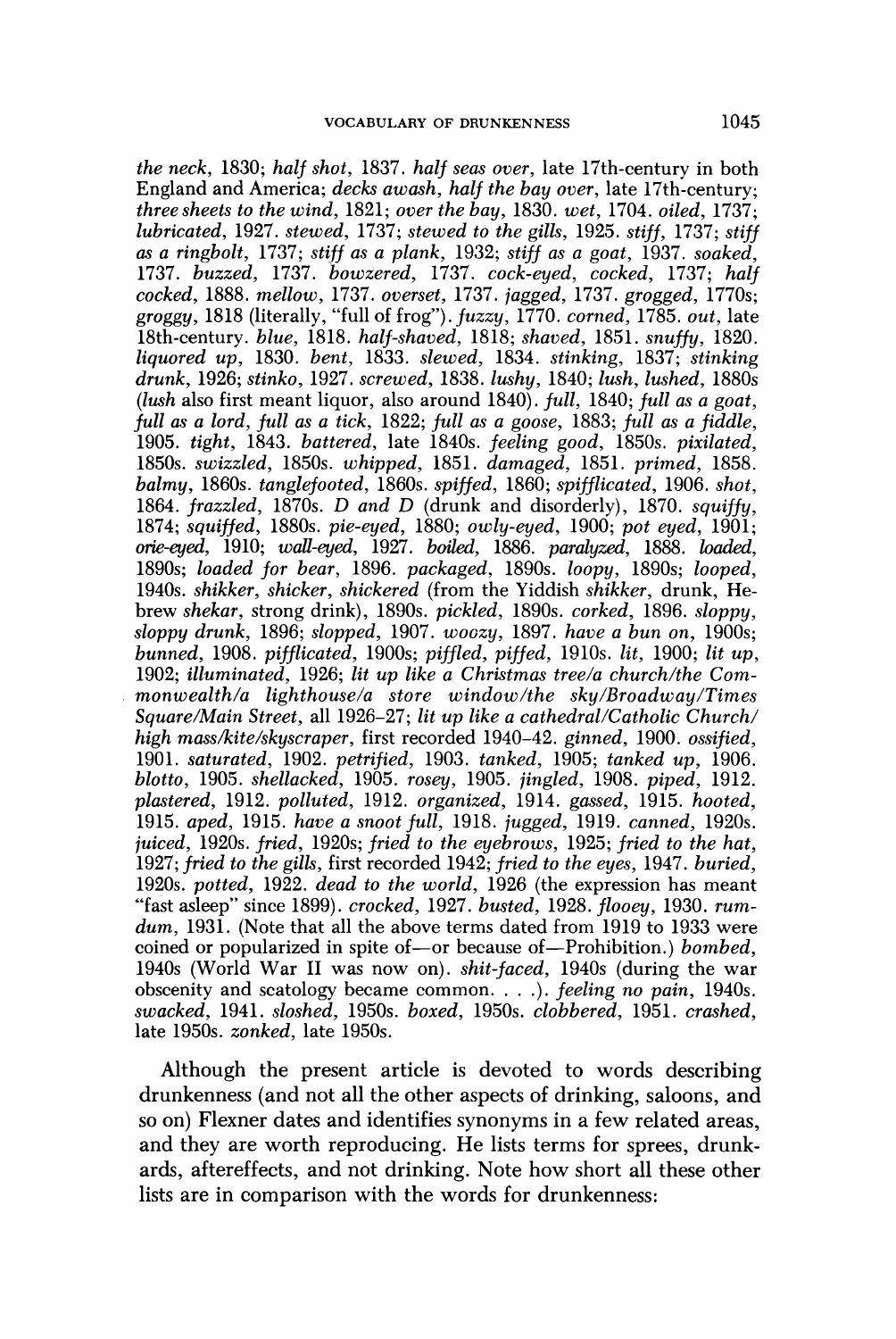*the neck*, 1830; *half shot*, 1837. *half seas over*, late 17th-century in both England and America; *decks awash*, *half the bay over*, late 17th-century; *three sheets to the wind*, 1821; *over the bay*, 1830. *wet*, 1704. *oiled*, 1737; *lubricated*, 1927. *stewed*, 1737; *stewed to the gills*, 1925. *stiff*, 1737; *stiff as a ringbolt*, 1737; *stiff as a plank*, 1932; *stiff as a goat*, 1937. *soaked*, 1737. *buzzed*, 1737. *bowzered*, 1737. *cock-eyed*, *cocked*, 1737; *half cocked*, 1888. *mellow*, 1737. *overset*, 1737. *jagged*, 1737. *grogged*, 1770s; *groggy*, 1818 (literally, "full of frog"). *fuzzy*, 1770. *corned*, 1785. *out*, late 18th-century. *blue*, 1818. *half-shaved*, 1818; *shaved*, 1851. *snuffy*, 1820. *liquored up*, 1830. *bent*, 1833. *slewed*, 1834. *stinking*, 1837; *stinking drunk*, 1926; *stinko*, 1927. *screwed*, 1838. *lushy*, 1840; *lush*, *lushed*, 1880s (*lush* also first meant liquor, also around 1840). *full*, 1840; *full as a goat*, *full as a lord*, *full as a tick*, 1822; *full as a goose*, 1883; *full as a fiddle*, 1905. *tight*, 1843. *battered*, late 1840s. *feeling good*, 1850s. *pixilated*, 1850s. *swizzled*, 1850s. *whipped*, 1851. *damaged*, 1851. *primed*, 1858. *balmy*, 1860s. *tanglefooted*, 1860s. *spiffed*, 1860; *spifflicated*, 1906. *shot*, 1864. *frazzled*, 1870s. *D and D* (drunk and disorderly), 1870. *squiffy*, 1874; *squiffed*, 1880s. *pie-eyed*, 1880; *owly-eyed*, 1900; *pot eyed*, 1901; *orie-eyed*, 1910; *wall-eyed*, 1927. *boiled*, 1886. *paralyzed*, 1888. *loaded*, 1890s; *loaded for bear*, 1896. *packaged*, 1890s. *loopy*, 1890s; *looped*, 1940s. *shikker*, *shicker*, *shickered* (from the Yiddish *shikker*, drunk, Hebrew *shekar*, strong drink), 1890s. *pickled*, 1890s. *corked*, 1896. *sloppy*, *sloppy drunk*, 1896; *slopped*, 1907. *woozy*, 1897. *have a bun on*, 1900s; *bunned*, 1908. *pifflicated*, 1900s; *piffled*, *piffed*, 1910s. *lit*, 1900; *lit up*, 1902; *illuminated*, 1926; *lit up like a Christmas tree/a church/the Commonwealth/a lighthouse/a store window/the sky/Broadway/Times Square/Main Street*, all 1926–27; *lit up like a cathedral/Catholic Church/high mass/kite/skyscraper*, first recorded 1940–42. *ginned*, 1900. *ossified*, 1901. *saturated*, 1902. *petrified*, 1903. *tanked*, 1905; *tanked up*, 1906. *blotto*, 1905. *shellacked*, 1905. *rosey*, 1905. *jingled*, 1908. *piped*, 1912. *plastered*, 1912. *polluted*, 1912. *organized*, 1914. *gassed*, 1915. *hooted*, 1915. *aped*, 1915. *have a snoot full*, 1918. *jugged*, 1919. *canned*, 1920s. *juiced*, 1920s. *fried*, 1920s; *fried to the eyebrows*, 1925; *fried to the hat*, 1927; *fried to the gills*, first recorded 1942; *fried to the eyes*, 1947. *buried*, 1920s. *potted*, 1922. *dead to the world*, 1926 (the expression has meant "fast asleep" since 1899). *crocked*, 1927. *busted*, 1928. *flooey*, 1930. *rumdum*, 1931. (Note that all the above terms dated from 1919 to 1933 were coined or popularized in spite of—or because of—Prohibition.) *bombed*, 1940s (World War II was now on). *shit-faced*, 1940s (during the war obscenity and scatology became common. . . .). *feeling no pain*, 1940s. *swacked*, 1941. *sloshed*, 1950s. *boxed*, 1950s. *clobbered*, 1951. *crashed*, late 1950s. *zonked*, late 1950s.

Although the present article is devoted to words describing drunkenness (and not all the other aspects of drinking, saloons, and so on) Flexner dates and identifies synonyms in a few related areas, and they are worth reproducing. He lists terms for sprees, drunkards, aftereffects, and not drinking. Note how short all these other lists are in comparison with the words for drunkenness: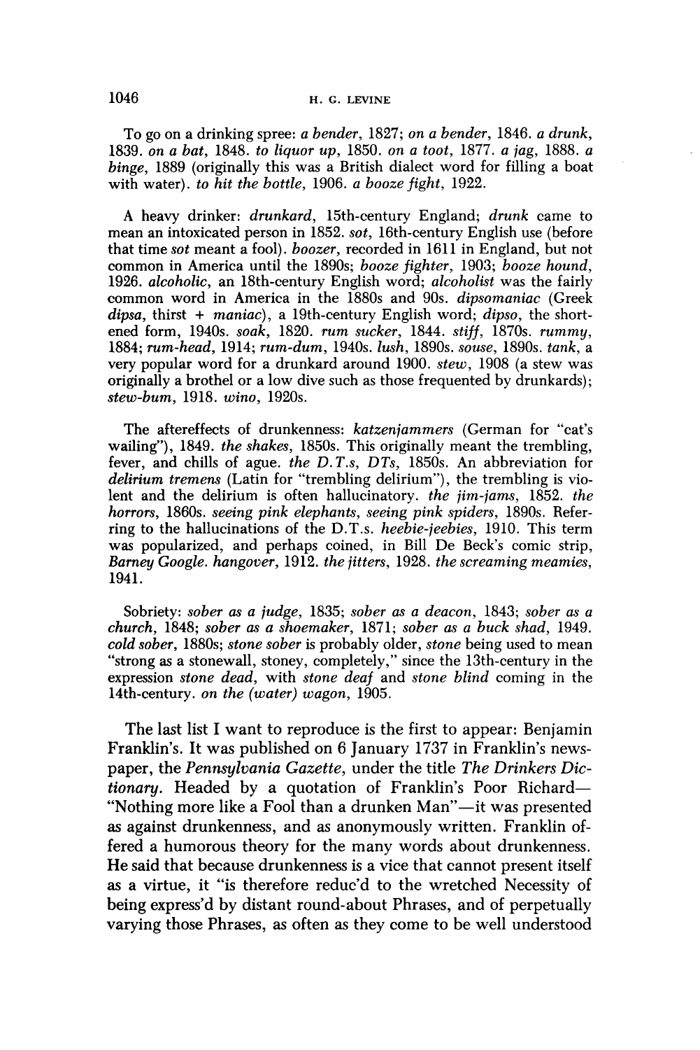To go on a drinking spree: *a bender*, 1827; *on a bender*, 1846. *a drunk*, 1839. *on a bat*, 1848. *to liquor up*, 1850. *on a toot*, 1877. *a jag*, 1888. *a binge*, 1889 (originally this was a British dialect word for filling a boat with water). *to hit the bottle*, 1906. *a booze fight*, 1922.

A heavy drinker: *drunkard*, 15th-century England; *drunk* came to mean an intoxicated person in 1852. *sot*, 16th-century English use (before that time *sot* meant a fool). *boozer*, recorded in 1611 in England, but not common in America until the 1890s; *booze fighter*, 1903; *booze hound*, 1926. *alcoholic*, an 18th-century English word; *alcoholist* was the fairly common word in America in the 1880s and 90s. *dipsomaniac* (Greek *dipsa*, thirst + *maniac*), a 19th-century English word; *dipso*, the shortened form, 1940s. *soak*, 1820. *rum sucker*, 1844. *stiff*, 1870s. *rummy*, 1884; *rum-head*, 1914; *rum-dum*, 1940s. *lush*, 1890s. *souse*, 1890s. *tank*, a very popular word for a drunkard around 1900. *stew*, 1908 (a stew was originally a brothel or a low dive such as those frequented by drunkards); *stew-bum*, 1918. *wino*, 1920s.

The aftereffects of drunkenness: *katzenjammers* (German for "cat's wailing"), 1849. *the shakes*, 1850s. This originally meant the trembling, fever, and chills of ague. *the D.T.s*, *DTs*, 1850s. An abbreviation for *delirium tremens* (Latin for "trembling delirium"), the trembling is violent and the delirium is often hallucinatory. *the jim-jams*, 1852. *the horrors*, 1860s. *seeing pink elephants*, *seeing pink spiders*, 1890s. Referring to the hallucinations of the D.T.s. *heebie-jeebies*, 1910. This term was popularized, and perhaps coined, in Bill De Beck's comic strip, *Barney Google*. *hangover*, 1912. *the jitters*, 1928. *the screaming meamies*, 1941.

Sobriety: *sober as a judge*, 1835; *sober as a deacon*, 1843; *sober as a church*, 1848; *sober as a shoemaker*, 1871; *sober as a buck shad*, 1949. *cold sober*, 1880s; *stone sober* is probably older, *stone* being used to mean "strong as a stonewall, stoney, completely," since the 13th-century in the expression *stone dead*, with *stone deaf* and *stone blind* coming in the 14th-century. *on the (water) wagon*, 1905.

The last list I want to reproduce is the first to appear: Benjamin Franklin's. It was published on 6 January 1737 in Franklin's newspaper, the *Pennsylvania Gazette*, under the title *The Drinkers Dictionary*. Headed by a quotation of Franklin's Poor Richard—"Nothing more like a Fool than a drunken Man"—it was presented as against drunkenness, and as anonymously written. Franklin offered a humorous theory for the many words about drunkenness. He said that because drunkenness is a vice that cannot present itself as a virtue, it "is therefore reduc'd to the wretched Necessity of being express'd by distant round-about Phrases, and of perpetually varying those Phrases, as often as they come to be well understood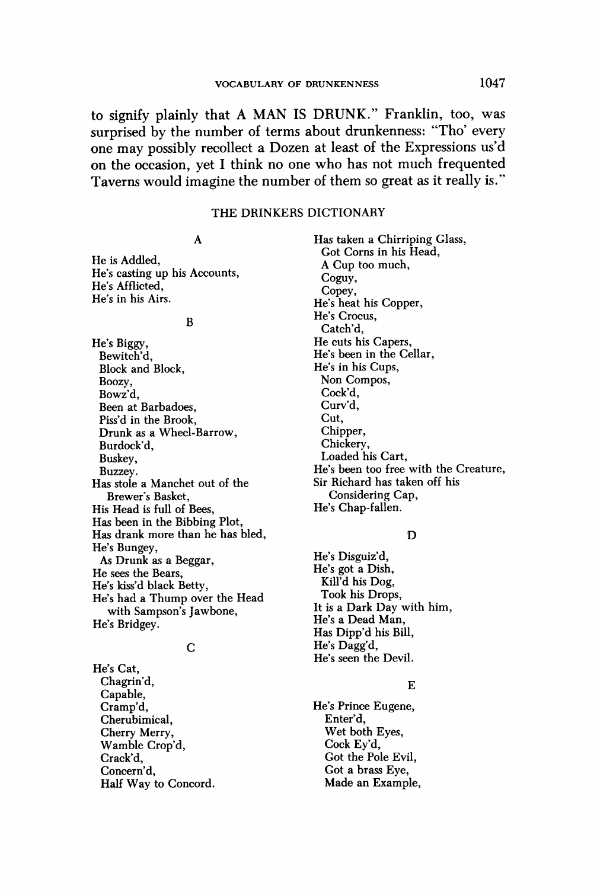to signify plainly that A MAN IS DRUNK." Franklin, too, was surprised by the number of terms about drunkenness: "Tho' every one may possibly recollect a Dozen at least of the Expressions us'd on the occasion, yet I think no one who has not much frequented Taverns would imagine the number of them so great as it really is."

## THE DRINKERS DICTIONARY

### A

He is Addled,  
He's casting up his Accounts,  
He's Afflicted,  
He's in his Airs.

### B

He's Biggy,  
  Bewitch'd,  
  Block and Block,  
  Boozy,  
  Bowz'd,  
  Been at Barbadoes,  
  Piss'd in the Brook,  
  Drunk as a Wheel-Barrow,  
  Burdock'd,  
  Buskey,  
  Buzzey.  
Has stole a Manchet out of the Brewer's Basket,  
His Head is full of Bees,  
Has been in the Bibbing Plot,  
Has drank more than he has bled,  
He's Bungey,  
  As Drunk as a Beggar,  
He sees the Bears,  
He's kiss'd black Betty,  
He's had a Thump over the Head with Sampson's Jawbone,  
He's Bridgey.

### C

He's Cat,  
  Chagrin'd,  
  Capable,  
  Cramp'd,  
  Cherubimical,  
  Cherry Merry,  
  Wamble Crop'd,  
  Crack'd,  
  Concern'd,  
  Half Way to Concord.  
Has taken a Chirriping Glass,  
  Got Corns in his Head,  
  A Cup too much,  
  Coguy,  
  Copey,  
He's heat his Copper,  
He's Crocus,  
  Catch'd,  
He cuts his Capers,  
He's been in the Cellar,  
He's in his Cups,  
  Non Compos,  
  Cock'd,  
  Curv'd,  
  Cut,  
  Chipper,  
  Chickery,  
  Loaded his Cart,  
He's been too free with the Creature,  
Sir Richard has taken off his Considering Cap,  
He's Chap-fallen.

### D

He's Disguiz'd,  
He's got a Dish,  
  Kill'd his Dog,  
  Took his Drops,  
It is a Dark Day with him,  
He's a Dead Man,  
Has Dipp'd his Bill,  
He's Dagg'd,  
He's seen the Devil.

### E

He's Prince Eugene,  
  Enter'd,  
  Wet both Eyes,  
  Cock Ey'd,  
  Got the Pole Evil,  
  Got a brass Eye,  
  Made an Example,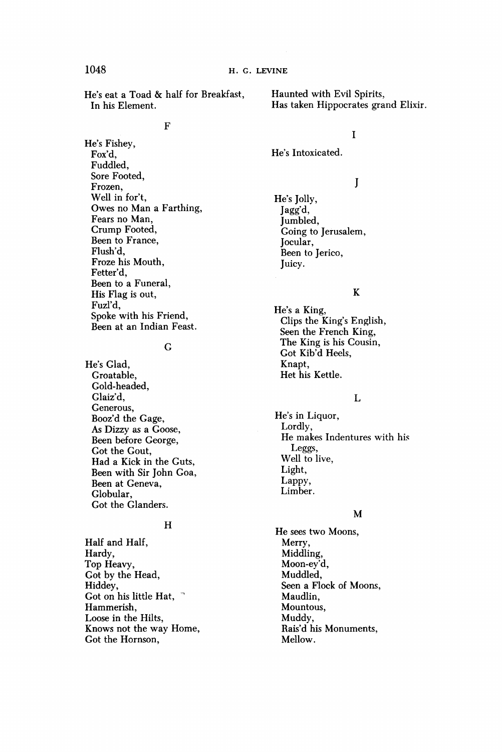He's eat a Toad & half for Breakfast,
In his Element.

F

He's Fishey,
Fox'd,
Fuddled,
Sore Footed,
Frozen,
Well in for't,
Owes no Man a Farthing,
Fears no Man,
Crump Footed,
Been to France,
Flush'd,
Froze his Mouth,
Fetter'd,
Been to a Funeral,
His Flag is out,
Fuzl'd,
Spoke with his Friend,
Been at an Indian Feast.

G

He's Glad,
Groatable,
Gold-headed,
Glaiz'd,
Generous,
Booz'd the Gage,
As Dizzy as a Goose,
Been before George,
Got the Gout,
Had a Kick in the Guts,
Been with Sir John Goa,
Been at Geneva,
Globular,
Got the Glanders.

H

Half and Half,
Hardy,
Top Heavy,
Got by the Head,
Hiddey,
Got on his little Hat,
Hammerish,
Loose in the Hilts,
Knows not the way Home,
Got the Hornson,
Haunted with Evil Spirits,
Has taken Hippocrates grand Elixir.

I

He's Intoxicated.

J

He's Jolly,
Jagg'd,
Jumbled,
Going to Jerusalem,
Jocular,
Been to Jerico,
Juicy.

K

He's a King,
Clips the King's English,
Seen the French King,
The King is his Cousin,
Got Kib'd Heels,
Knapt,
Het his Kettle.

L

He's in Liquor,
Lordly,
He makes Indentures with his Leggs,
Well to live,
Light,
Lappy,
Limber.

M

He sees two Moons,
Merry,
Middling,
Moon-ey'd,
Muddled,
Seen a Flock of Moons,
Maudlin,
Mountous,
Muddy,
Rais'd his Monuments,
Mellow.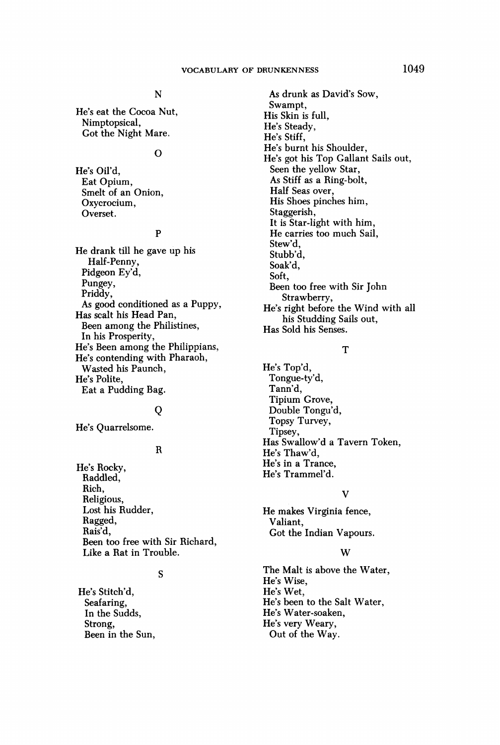## N

He's eat the Cocoa Nut,
Nimptopsical,
Got the Night Mare.

## O

He's Oil'd,
Eat Opium,
Smelt of an Onion,
Oxycrocium,
Overset.

## P

He drank till he gave up his Half-Penny,
Pidgeon Ey'd,
Pungey,
Priddy,
As good conditioned as a Puppy,
Has scalt his Head Pan,
Been among the Philistines,
In his Prosperity,
He's Been among the Philippians,
He's contending with Pharaoh,
Wasted his Paunch,
He's Polite,
Eat a Pudding Bag.

## Q

He's Quarrelsome.

## R

He's Rocky,
Raddled,
Rich,
Religious,
Lost his Rudder,
Ragged,
Rais'd,
Been too free with Sir Richard,
Like a Rat in Trouble.

## S

He's Stitch'd,
Seafaring,
In the Sudds,
Strong,
Been in the Sun,
As drunk as David's Sow,
Swampt,
His Skin is full,
He's Steady,
He's Stiff,
He's burnt his Shoulder,
He's got his Top Gallant Sails out,
Seen the yellow Star,
As Stiff as a Ring-bolt,
Half Seas over,
His Shoes pinches him,
Staggerish,
It is Star-light with him,
He carries too much Sail,
Stew'd,
Stubb'd,
Soak'd,
Soft,
Been too free with Sir John Strawberry,
He's right before the Wind with all his Studding Sails out,
Has Sold his Senses.

## T

He's Top'd,
Tongue-ty'd,
Tann'd,
Tipium Grove,
Double Tongu'd,
Topsy Turvey,
Tipsey,
Has Swallow'd a Tavern Token,
He's Thaw'd,
He's in a Trance,
He's Trammel'd.

## V

He makes Virginia fence,
Valiant,
Got the Indian Vapours.

## W

The Malt is above the Water,
He's Wise,
He's Wet,
He's been to the Salt Water,
He's Water-soaken,
He's very Weary,
Out of the Way.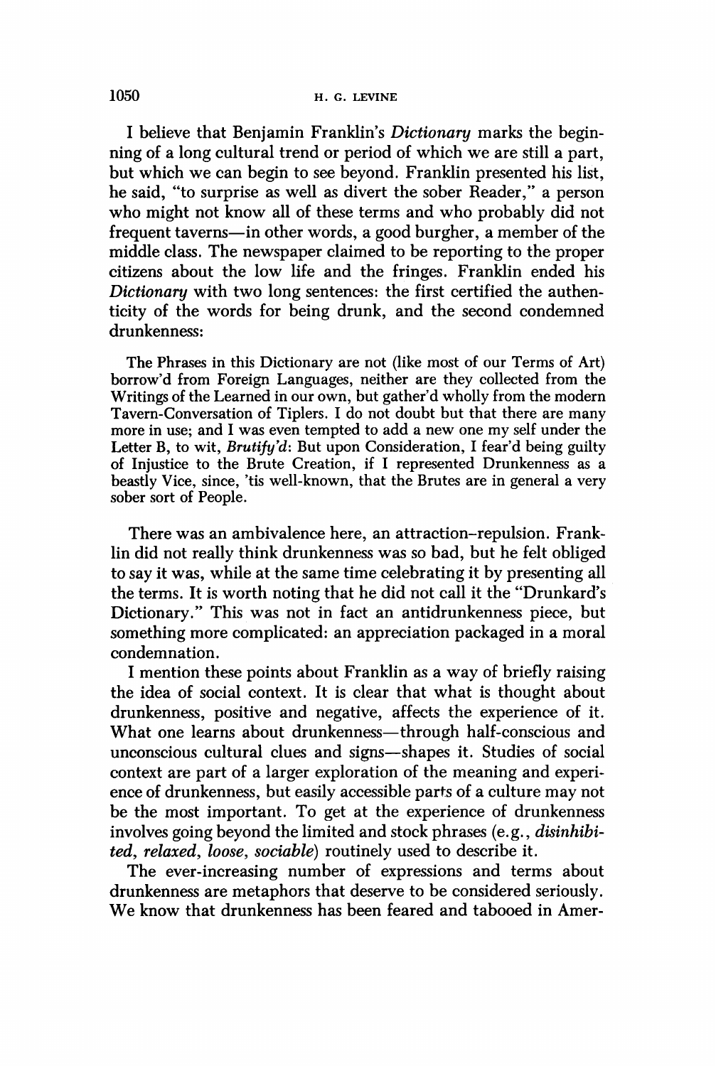I believe that Benjamin Franklin's *Dictionary* marks the beginning of a long cultural trend or period of which we are still a part, but which we can begin to see beyond. Franklin presented his list, he said, "to surprise as well as divert the sober Reader," a person who might not know all of these terms and who probably did not frequent taverns—in other words, a good burgher, a member of the middle class. The newspaper claimed to be reporting to the proper citizens about the low life and the fringes. Franklin ended his *Dictionary* with two long sentences: the first certified the authenticity of the words for being drunk, and the second condemned drunkenness:

> The Phrases in this Dictionary are not (like most of our Terms of Art) borrow'd from Foreign Languages, neither are they collected from the Writings of the Learned in our own, but gather'd wholly from the modern Tavern-Conversation of Tiplers. I do not doubt but that there are many more in use; and I was even tempted to add a new one my self under the Letter B, to wit, *Brutify'd*: But upon Consideration, I fear'd being guilty of Injustice to the Brute Creation, if I represented Drunkenness as a beastly Vice, since, 'tis well-known, that the Brutes are in general a very sober sort of People.

There was an ambivalence here, an attraction–repulsion. Franklin did not really think drunkenness was so bad, but he felt obliged to say it was, while at the same time celebrating it by presenting all the terms. It is worth noting that he did not call it the "Drunkard's Dictionary." This was not in fact an antidrunkenness piece, but something more complicated: an appreciation packaged in a moral condemnation.

I mention these points about Franklin as a way of briefly raising the idea of social context. It is clear that what is thought about drunkenness, positive and negative, affects the experience of it. What one learns about drunkenness—through half-conscious and unconscious cultural clues and signs—shapes it. Studies of social context are part of a larger exploration of the meaning and experience of drunkenness, but easily accessible parts of a culture may not be the most important. To get at the experience of drunkenness involves going beyond the limited and stock phrases (e.g., *disinhibited, relaxed, loose, sociable*) routinely used to describe it.

The ever-increasing number of expressions and terms about drunkenness are metaphors that deserve to be considered seriously. We know that drunkenness has been feared and tabooed in Amer-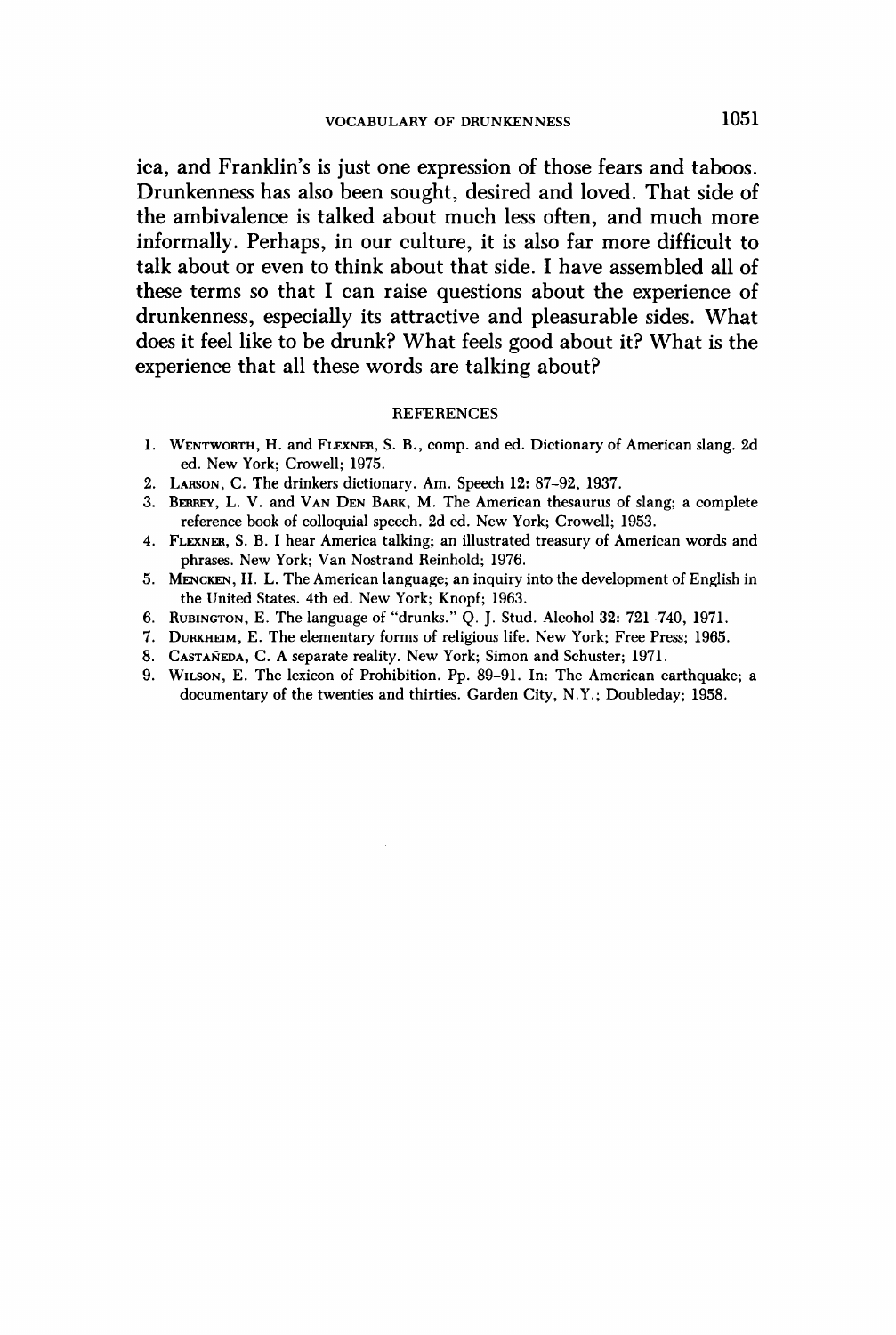ica, and Franklin's is just one expression of those fears and taboos. Drunkenness has also been sought, desired and loved. That side of the ambivalence is talked about much less often, and much more informally. Perhaps, in our culture, it is also far more difficult to talk about or even to think about that side. I have assembled all of these terms so that I can raise questions about the experience of drunkenness, especially its attractive and pleasurable sides. What does it feel like to be drunk? What feels good about it? What is the experience that all these words are talking about?

## REFERENCES

1. WENTWORTH, H. and FLEXNER, S. B., comp. and ed. Dictionary of American slang. 2d ed. New York; Crowell; 1975.
2. LARSON, C. The drinkers dictionary. Am. Speech 12: 87–92, 1937.
3. BERREY, L. V. and VAN DEN BARK, M. The American thesaurus of slang; a complete reference book of colloquial speech. 2d ed. New York; Crowell; 1953.
4. FLEXNER, S. B. I hear America talking; an illustrated treasury of American words and phrases. New York; Van Nostrand Reinhold; 1976.
5. MENCKEN, H. L. The American language; an inquiry into the development of English in the United States. 4th ed. New York; Knopf; 1963.
6. RUBINGTON, E. The language of "drunks." Q. J. Stud. Alcohol 32: 721–740, 1971.
7. DURKHEIM, E. The elementary forms of religious life. New York; Free Press; 1965.
8. CASTAÑEDA, C. A separate reality. New York; Simon and Schuster; 1971.
9. WILSON, E. The lexicon of Prohibition. Pp. 89–91. In: The American earthquake; a documentary of the twenties and thirties. Garden City, N.Y.; Doubleday; 1958.